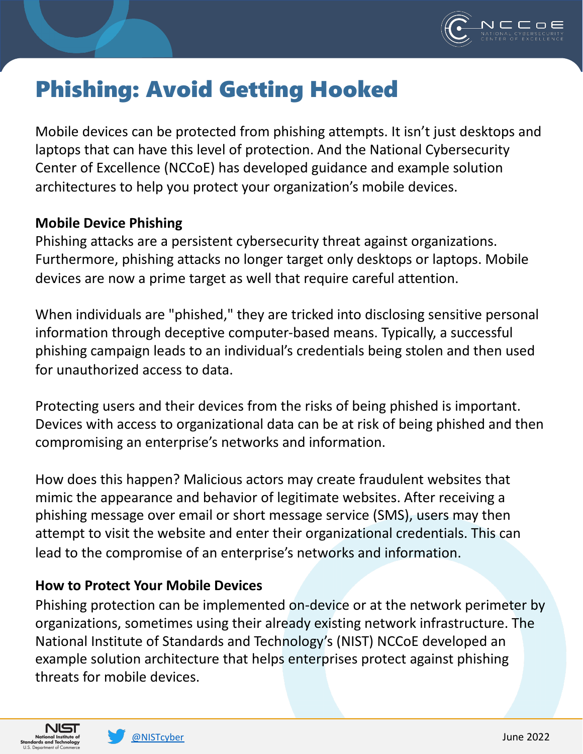# Phishing: Avoid Getting Hooked

Mobile devices can be protected from phishing attempts. It isn't just desktops and laptops that can have this level of protection. And the National Cybersecurity Center of Excellence (NCCoE) has developed guidance and example solution architectures to help you protect your organization's mobile devices.

**Mobile Device Phishing**

Phishing attacks are a persistent cybersecurity threat against organizations. Furthermore, phishing attacks no longer target only desktops or laptops. Mobile devices are now a prime target as well that require careful attention.

When individuals are "phished," they are tricked into disclosing sensitive personal information through deceptive computer-based means. Typically, a successful phishing campaign leads to an individual's credentials being stolen and then used for unauthorized access to data.

Protecting users and their devices from the risks of being phished is important. Devices with access to organizational data can be at risk of being phished and then compromising an enterprise's networks and information.

How does this happen? Malicious actors may create fraudulent websites that mimic the appearance and behavior of legitimate websites. After receiving a phishing message over email or short message service (SMS), users may then attempt to visit the website and enter their organizational credentials. This can lead to the compromise of an enterprise's networks and information.

**How to Protect Your Mobile Devices**

Phishing protection can be implemented on-device or at the network perimeter by organizations, sometimes using their already existing network infrastructure. The National Institute of Standards and Technology's (NIST) NCCoE developed an example solution architecture that helps enterprises protect against phishing threats for mobile devices.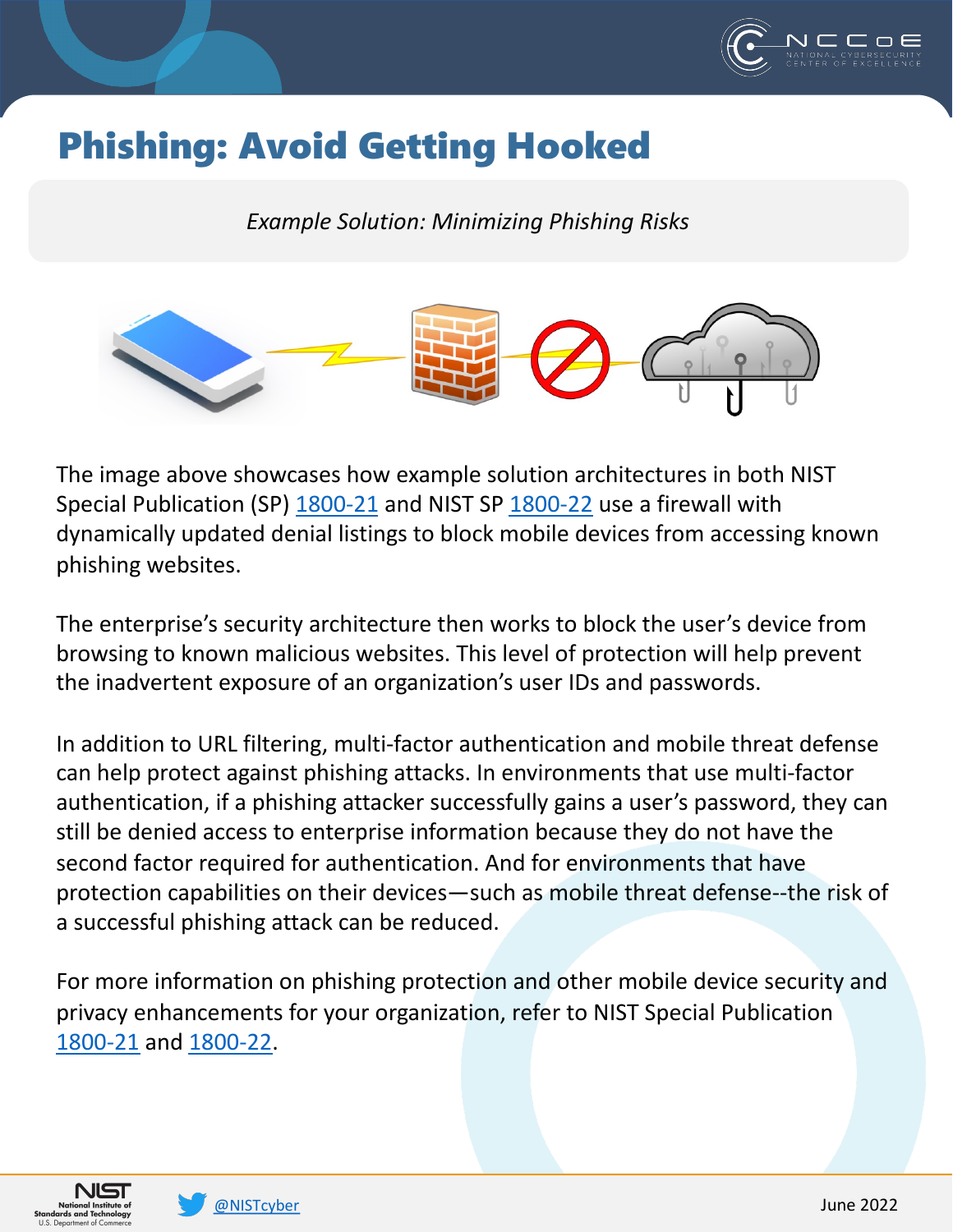# Phishing: Avoid Getting Hooked

*Example Solution: Minimizing Phishing Risks*

The image above showcases how example solution architectures in both NIST Special Publication (SP) 1800-21 and NIST SP 1800-22 use a firewall with dynamically updated denial listings to block mobile devices from accessing known phishing websites.

The enterprise's security architecture then works to block the user's device from browsing to known malicious websites. This level of protection will help prevent the inadvertent exposure of an organization's user IDs and passwords.

In addition to URL filtering, multi-factor authentication and mobile threat defense can help protect against phishing attacks. In environments that use multi-factor authentication, if a phishing attacker successfully gains a user's password, they can still be denied access to enterprise information because they do not have the second factor required for authentication. And for environments that have protection capabilities on their devices—such as mobile threat defense--the risk of a successful phishing attack can be reduced.

For more information on phishing protection and other mobile device security and privacy enhancements for your organization, refer to NIST Special Publication 1800-21 and 1800-22.

@NISTcyber

June 2022